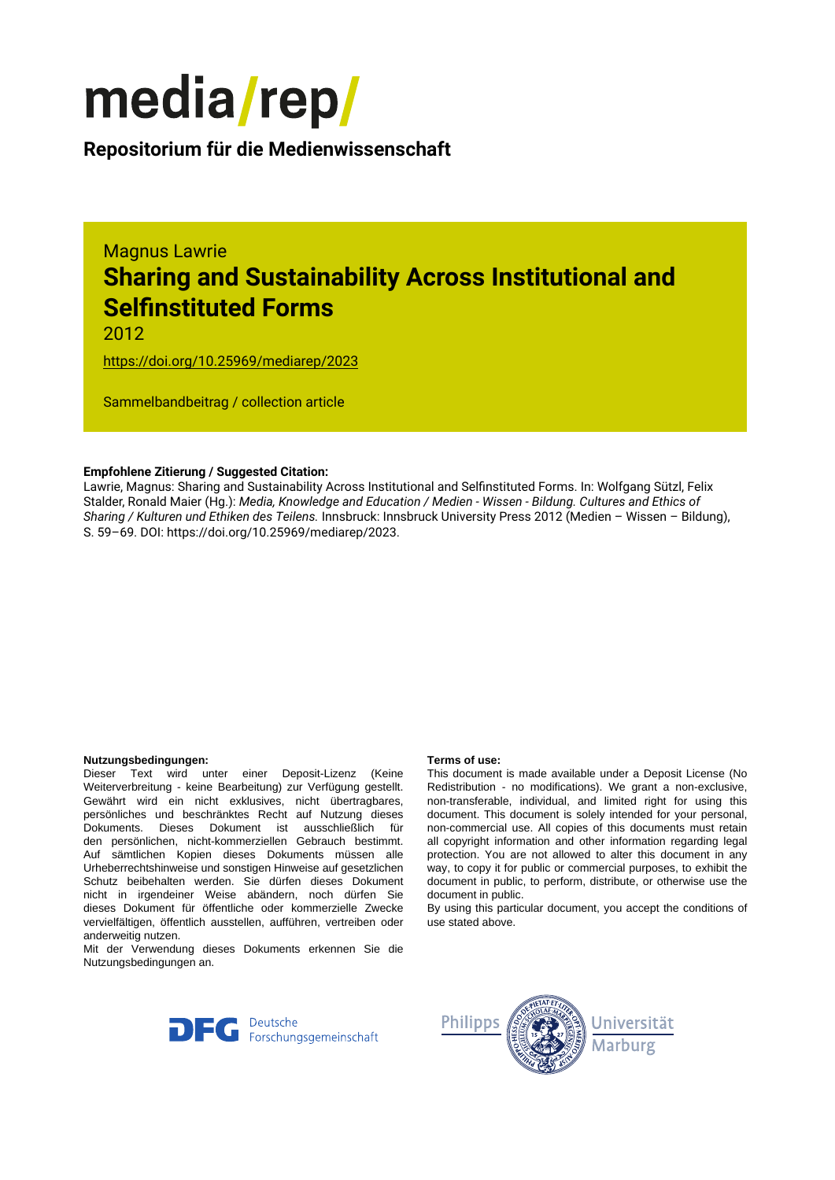# media/rep/

**Repositorium für die Medienwissenschaft**

Magnus Lawrie

## Sharing and Sustainability Across Institutional and Selfinstituted Forms

2012

https://doi.org/10.25969/mediarep/2023

Sammelbandbeitrag / collection article

**Empfohlene Zitierung / Suggested Citation:**
Lawrie, Magnus: Sharing and Sustainability Across Institutional and Selfinstituted Forms. In: Wolfgang Sützl, Felix Stalder, Ronald Maier (Hg.): *Media, Knowledge and Education / Medien - Wissen - Bildung. Cultures and Ethics of Sharing / Kulturen und Ethiken des Teilens.* Innsbruck: Innsbruck University Press 2012 (Medien – Wissen – Bildung), S. 59–69. DOI: https://doi.org/10.25969/mediarep/2023.

**Nutzungsbedingungen:**
Dieser Text wird unter einer Deposit-Lizenz (Keine Weiterverbreitung - keine Bearbeitung) zur Verfügung gestellt. Gewährt wird ein nicht exklusives, nicht übertragbares, persönliches und beschränktes Recht auf Nutzung dieses Dokuments. Dieses Dokument ist ausschließlich für den persönlichen, nicht-kommerziellen Gebrauch bestimmt. Auf sämtlichen Kopien dieses Dokuments müssen alle Urheberrechtshinweise und sonstigen Hinweise auf gesetzlichen Schutz beibehalten werden. Sie dürfen dieses Dokument nicht in irgendeiner Weise abändern, noch dürfen Sie dieses Dokument für öffentliche oder kommerzielle Zwecke vervielfältigen, öffentlich ausstellen, aufführen, vertreiben oder anderweitig nutzen.
Mit der Verwendung dieses Dokuments erkennen Sie die Nutzungsbedingungen an.

**Terms of use:**
This document is made available under a Deposit License (No Redistribution - no modifications). We grant a non-exclusive, non-transferable, individual, and limited right for using this document. This document is solely intended for your personal, non-commercial use. All copies of this documents must retain all copyright information and other information regarding legal protection. You are not allowed to alter this document in any way, to copy it for public or commercial purposes, to exhibit the document in public, to perform, distribute, or otherwise use the document in public.
By using this particular document, you accept the conditions of use stated above.

DFG Deutsche Forschungsgemeinschaft

Philipps Universität Marburg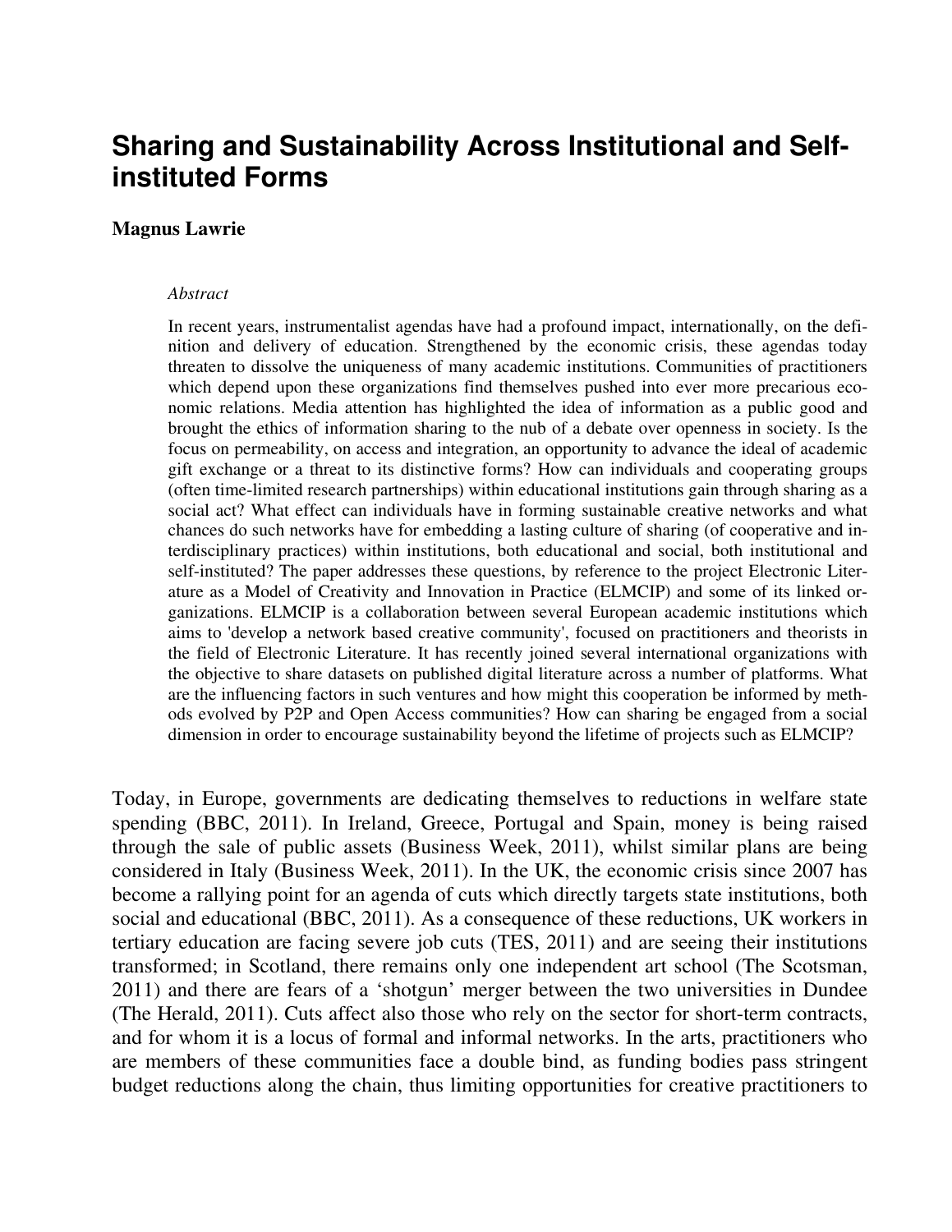# Sharing and Sustainability Across Institutional and Self-instituted Forms

**Magnus Lawrie**

*Abstract*

In recent years, instrumentalist agendas have had a profound impact, internationally, on the definition and delivery of education. Strengthened by the economic crisis, these agendas today threaten to dissolve the uniqueness of many academic institutions. Communities of practitioners which depend upon these organizations find themselves pushed into ever more precarious economic relations. Media attention has highlighted the idea of information as a public good and brought the ethics of information sharing to the nub of a debate over openness in society. Is the focus on permeability, on access and integration, an opportunity to advance the ideal of academic gift exchange or a threat to its distinctive forms? How can individuals and cooperating groups (often time-limited research partnerships) within educational institutions gain through sharing as a social act? What effect can individuals have in forming sustainable creative networks and what chances do such networks have for embedding a lasting culture of sharing (of cooperative and interdisciplinary practices) within institutions, both educational and social, both institutional and self-instituted? The paper addresses these questions, by reference to the project Electronic Literature as a Model of Creativity and Innovation in Practice (ELMCIP) and some of its linked organizations. ELMCIP is a collaboration between several European academic institutions which aims to 'develop a network based creative community', focused on practitioners and theorists in the field of Electronic Literature. It has recently joined several international organizations with the objective to share datasets on published digital literature across a number of platforms. What are the influencing factors in such ventures and how might this cooperation be informed by methods evolved by P2P and Open Access communities? How can sharing be engaged from a social dimension in order to encourage sustainability beyond the lifetime of projects such as ELMCIP?

Today, in Europe, governments are dedicating themselves to reductions in welfare state spending (BBC, 2011). In Ireland, Greece, Portugal and Spain, money is being raised through the sale of public assets (Business Week, 2011), whilst similar plans are being considered in Italy (Business Week, 2011). In the UK, the economic crisis since 2007 has become a rallying point for an agenda of cuts which directly targets state institutions, both social and educational (BBC, 2011). As a consequence of these reductions, UK workers in tertiary education are facing severe job cuts (TES, 2011) and are seeing their institutions transformed; in Scotland, there remains only one independent art school (The Scotsman, 2011) and there are fears of a 'shotgun' merger between the two universities in Dundee (The Herald, 2011). Cuts affect also those who rely on the sector for short-term contracts, and for whom it is a locus of formal and informal networks. In the arts, practitioners who are members of these communities face a double bind, as funding bodies pass stringent budget reductions along the chain, thus limiting opportunities for creative practitioners to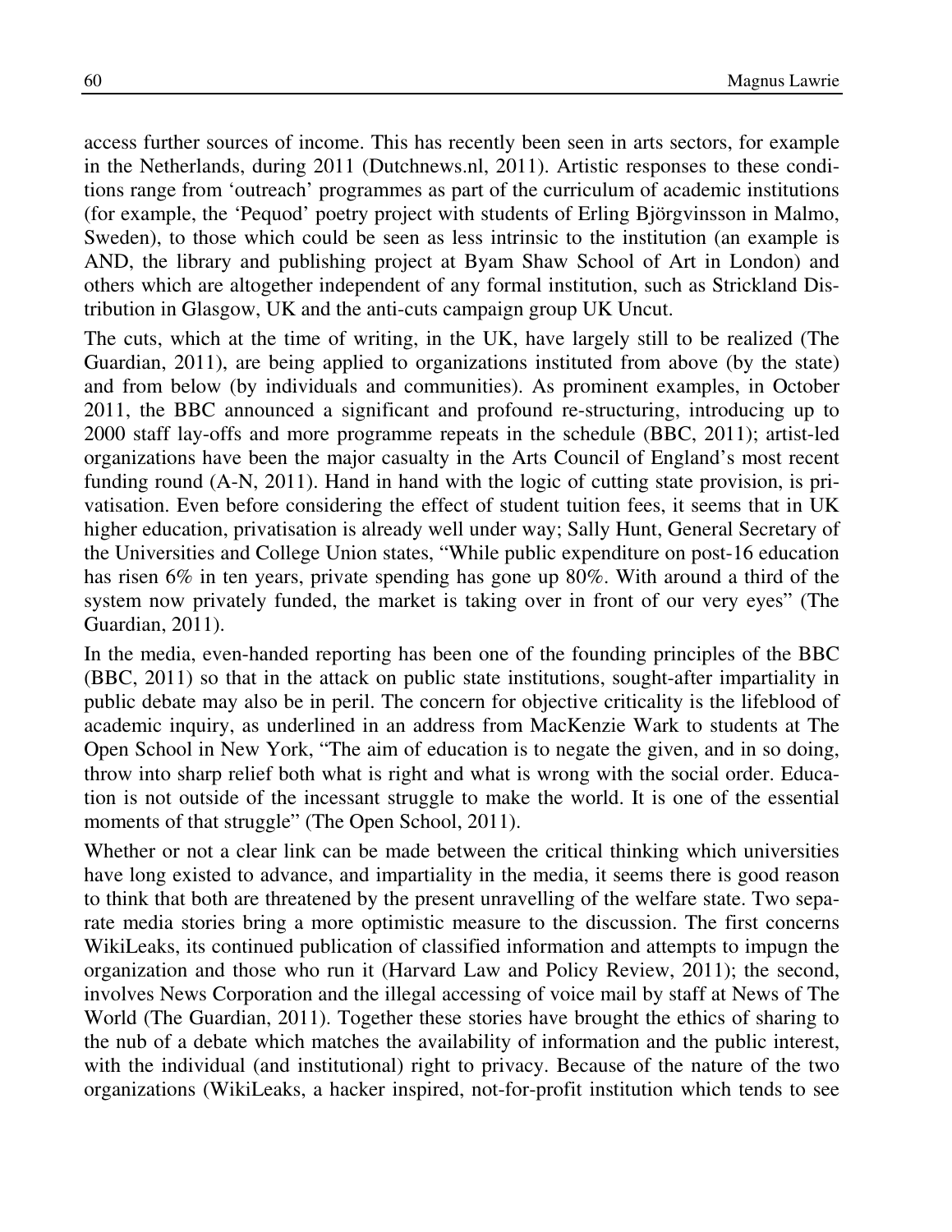access further sources of income. This has recently been seen in arts sectors, for example in the Netherlands, during 2011 (Dutchnews.nl, 2011). Artistic responses to these conditions range from 'outreach' programmes as part of the curriculum of academic institutions (for example, the 'Pequod' poetry project with students of Erling Björgvinsson in Malmo, Sweden), to those which could be seen as less intrinsic to the institution (an example is AND, the library and publishing project at Byam Shaw School of Art in London) and others which are altogether independent of any formal institution, such as Strickland Distribution in Glasgow, UK and the anti-cuts campaign group UK Uncut.

The cuts, which at the time of writing, in the UK, have largely still to be realized (The Guardian, 2011), are being applied to organizations instituted from above (by the state) and from below (by individuals and communities). As prominent examples, in October 2011, the BBC announced a significant and profound re-structuring, introducing up to 2000 staff lay-offs and more programme repeats in the schedule (BBC, 2011); artist-led organizations have been the major casualty in the Arts Council of England's most recent funding round (A-N, 2011). Hand in hand with the logic of cutting state provision, is privatisation. Even before considering the effect of student tuition fees, it seems that in UK higher education, privatisation is already well under way; Sally Hunt, General Secretary of the Universities and College Union states, "While public expenditure on post-16 education has risen 6% in ten years, private spending has gone up 80%. With around a third of the system now privately funded, the market is taking over in front of our very eyes" (The Guardian, 2011).

In the media, even-handed reporting has been one of the founding principles of the BBC (BBC, 2011) so that in the attack on public state institutions, sought-after impartiality in public debate may also be in peril. The concern for objective criticality is the lifeblood of academic inquiry, as underlined in an address from MacKenzie Wark to students at The Open School in New York, "The aim of education is to negate the given, and in so doing, throw into sharp relief both what is right and what is wrong with the social order. Education is not outside of the incessant struggle to make the world. It is one of the essential moments of that struggle" (The Open School, 2011).

Whether or not a clear link can be made between the critical thinking which universities have long existed to advance, and impartiality in the media, it seems there is good reason to think that both are threatened by the present unravelling of the welfare state. Two separate media stories bring a more optimistic measure to the discussion. The first concerns WikiLeaks, its continued publication of classified information and attempts to impugn the organization and those who run it (Harvard Law and Policy Review, 2011); the second, involves News Corporation and the illegal accessing of voice mail by staff at News of The World (The Guardian, 2011). Together these stories have brought the ethics of sharing to the nub of a debate which matches the availability of information and the public interest, with the individual (and institutional) right to privacy. Because of the nature of the two organizations (WikiLeaks, a hacker inspired, not-for-profit institution which tends to see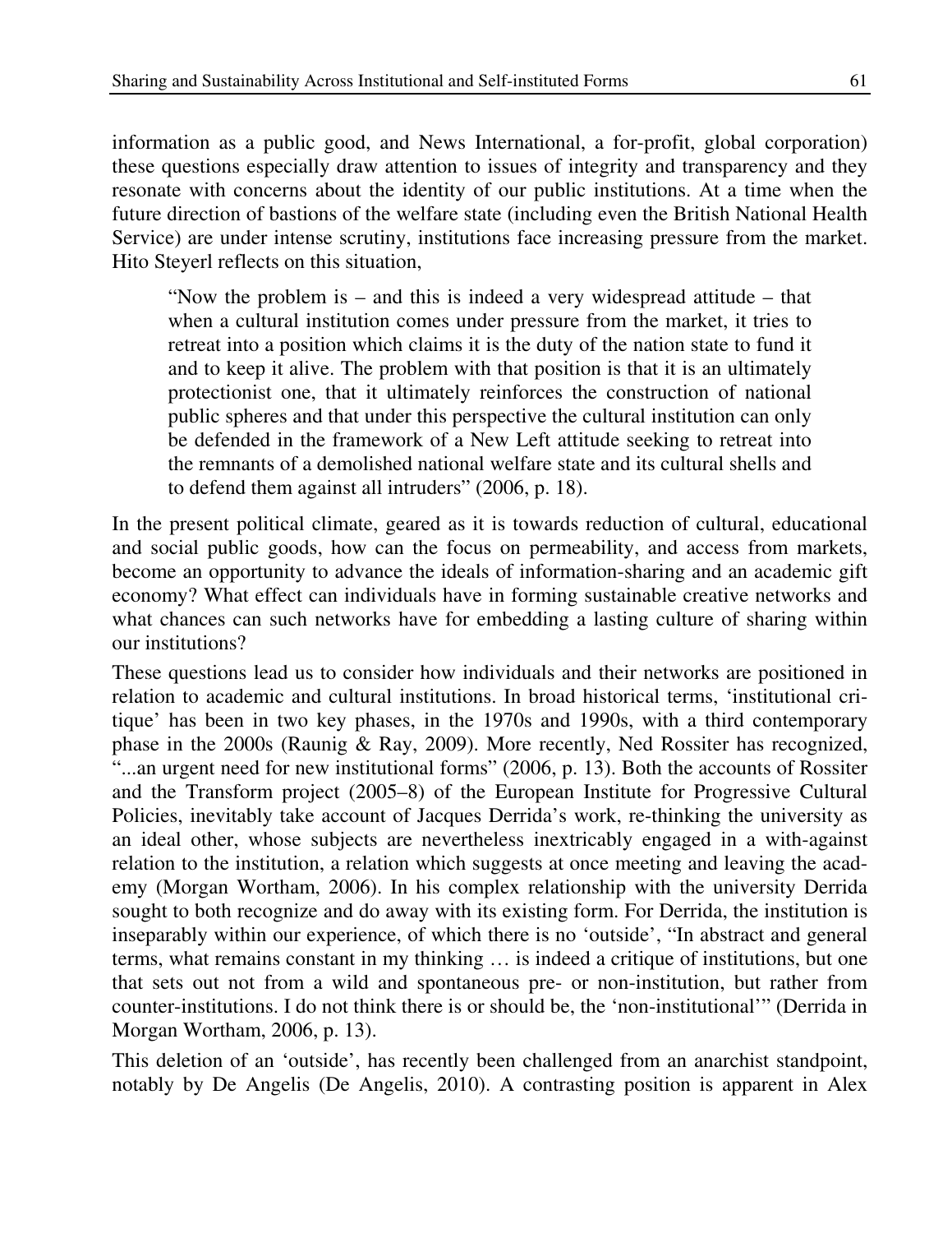information as a public good, and News International, a for-profit, global corporation) these questions especially draw attention to issues of integrity and transparency and they resonate with concerns about the identity of our public institutions. At a time when the future direction of bastions of the welfare state (including even the British National Health Service) are under intense scrutiny, institutions face increasing pressure from the market. Hito Steyerl reflects on this situation,

> "Now the problem is – and this is indeed a very widespread attitude – that when a cultural institution comes under pressure from the market, it tries to retreat into a position which claims it is the duty of the nation state to fund it and to keep it alive. The problem with that position is that it is an ultimately protectionist one, that it ultimately reinforces the construction of national public spheres and that under this perspective the cultural institution can only be defended in the framework of a New Left attitude seeking to retreat into the remnants of a demolished national welfare state and its cultural shells and to defend them against all intruders" (2006, p. 18).

In the present political climate, geared as it is towards reduction of cultural, educational and social public goods, how can the focus on permeability, and access from markets, become an opportunity to advance the ideals of information-sharing and an academic gift economy? What effect can individuals have in forming sustainable creative networks and what chances can such networks have for embedding a lasting culture of sharing within our institutions?

These questions lead us to consider how individuals and their networks are positioned in relation to academic and cultural institutions. In broad historical terms, 'institutional critique' has been in two key phases, in the 1970s and 1990s, with a third contemporary phase in the 2000s (Raunig & Ray, 2009). More recently, Ned Rossiter has recognized, "...an urgent need for new institutional forms" (2006, p. 13). Both the accounts of Rossiter and the Transform project (2005–8) of the European Institute for Progressive Cultural Policies, inevitably take account of Jacques Derrida's work, re-thinking the university as an ideal other, whose subjects are nevertheless inextricably engaged in a with-against relation to the institution, a relation which suggests at once meeting and leaving the academy (Morgan Wortham, 2006). In his complex relationship with the university Derrida sought to both recognize and do away with its existing form. For Derrida, the institution is inseparably within our experience, of which there is no 'outside', "In abstract and general terms, what remains constant in my thinking … is indeed a critique of institutions, but one that sets out not from a wild and spontaneous pre- or non-institution, but rather from counter-institutions. I do not think there is or should be, the 'non-institutional'" (Derrida in Morgan Wortham, 2006, p. 13).

This deletion of an 'outside', has recently been challenged from an anarchist standpoint, notably by De Angelis (De Angelis, 2010). A contrasting position is apparent in Alex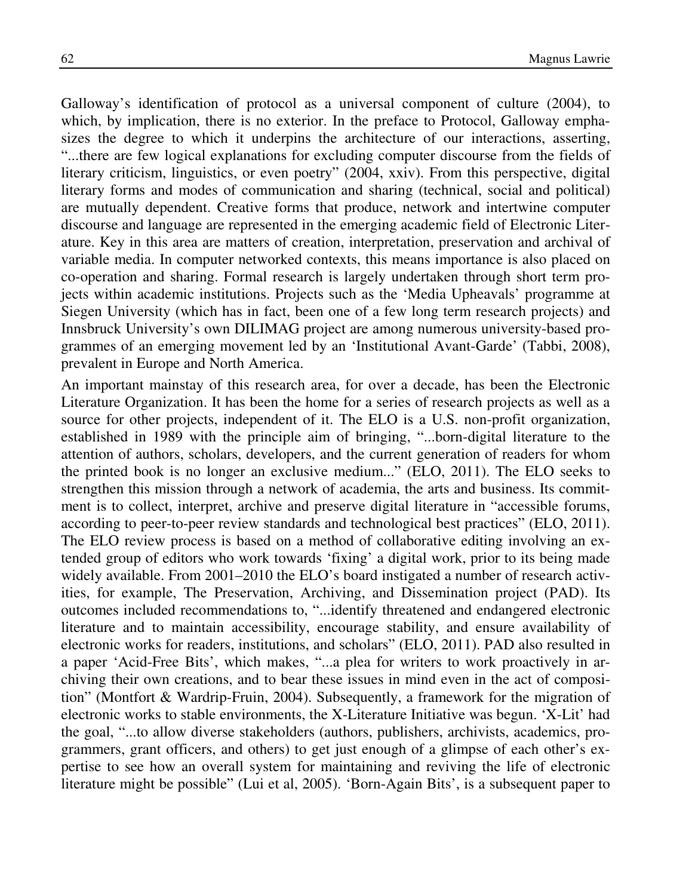Galloway's identification of protocol as a universal component of culture (2004), to which, by implication, there is no exterior. In the preface to Protocol, Galloway emphasizes the degree to which it underpins the architecture of our interactions, asserting, "...there are few logical explanations for excluding computer discourse from the fields of literary criticism, linguistics, or even poetry" (2004, xxiv). From this perspective, digital literary forms and modes of communication and sharing (technical, social and political) are mutually dependent. Creative forms that produce, network and intertwine computer discourse and language are represented in the emerging academic field of Electronic Literature. Key in this area are matters of creation, interpretation, preservation and archival of variable media. In computer networked contexts, this means importance is also placed on co-operation and sharing. Formal research is largely undertaken through short term projects within academic institutions. Projects such as the 'Media Upheavals' programme at Siegen University (which has in fact, been one of a few long term research projects) and Innsbruck University's own DILIMAG project are among numerous university-based programmes of an emerging movement led by an 'Institutional Avant-Garde' (Tabbi, 2008), prevalent in Europe and North America.

An important mainstay of this research area, for over a decade, has been the Electronic Literature Organization. It has been the home for a series of research projects as well as a source for other projects, independent of it. The ELO is a U.S. non-profit organization, established in 1989 with the principle aim of bringing, "...born-digital literature to the attention of authors, scholars, developers, and the current generation of readers for whom the printed book is no longer an exclusive medium..." (ELO, 2011). The ELO seeks to strengthen this mission through a network of academia, the arts and business. Its commitment is to collect, interpret, archive and preserve digital literature in "accessible forums, according to peer-to-peer review standards and technological best practices" (ELO, 2011). The ELO review process is based on a method of collaborative editing involving an extended group of editors who work towards 'fixing' a digital work, prior to its being made widely available. From 2001–2010 the ELO's board instigated a number of research activities, for example, The Preservation, Archiving, and Dissemination project (PAD). Its outcomes included recommendations to, "...identify threatened and endangered electronic literature and to maintain accessibility, encourage stability, and ensure availability of electronic works for readers, institutions, and scholars" (ELO, 2011). PAD also resulted in a paper 'Acid-Free Bits', which makes, "...a plea for writers to work proactively in archiving their own creations, and to bear these issues in mind even in the act of composition" (Montfort & Wardrip-Fruin, 2004). Subsequently, a framework for the migration of electronic works to stable environments, the X-Literature Initiative was begun. 'X-Lit' had the goal, "...to allow diverse stakeholders (authors, publishers, archivists, academics, programmers, grant officers, and others) to get just enough of a glimpse of each other's expertise to see how an overall system for maintaining and reviving the life of electronic literature might be possible" (Lui et al, 2005). 'Born-Again Bits', is a subsequent paper to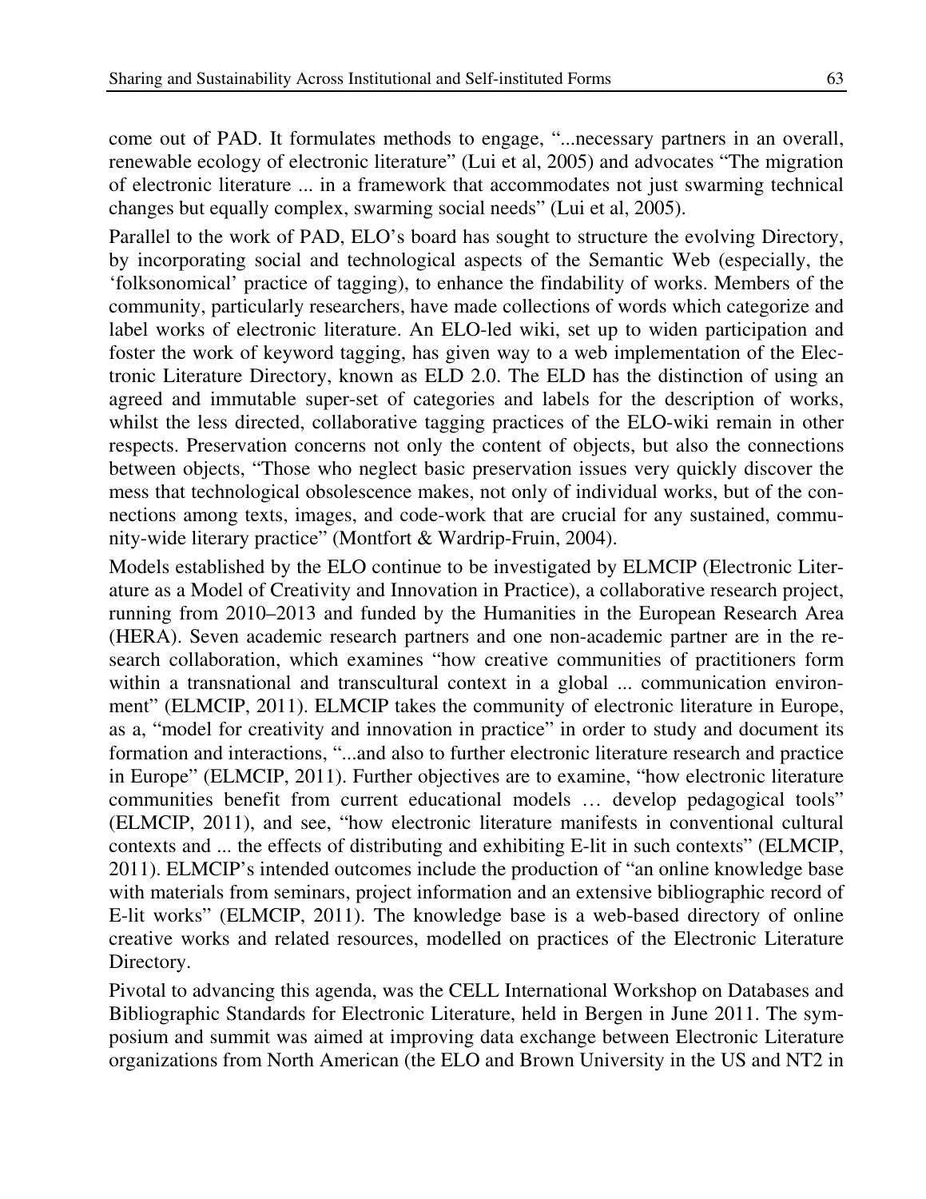come out of PAD. It formulates methods to engage, "...necessary partners in an overall, renewable ecology of electronic literature" (Lui et al, 2005) and advocates "The migration of electronic literature ... in a framework that accommodates not just swarming technical changes but equally complex, swarming social needs" (Lui et al, 2005).

Parallel to the work of PAD, ELO's board has sought to structure the evolving Directory, by incorporating social and technological aspects of the Semantic Web (especially, the 'folksonomical' practice of tagging), to enhance the findability of works. Members of the community, particularly researchers, have made collections of words which categorize and label works of electronic literature. An ELO-led wiki, set up to widen participation and foster the work of keyword tagging, has given way to a web implementation of the Electronic Literature Directory, known as ELD 2.0. The ELD has the distinction of using an agreed and immutable super-set of categories and labels for the description of works, whilst the less directed, collaborative tagging practices of the ELO-wiki remain in other respects. Preservation concerns not only the content of objects, but also the connections between objects, "Those who neglect basic preservation issues very quickly discover the mess that technological obsolescence makes, not only of individual works, but of the connections among texts, images, and code-work that are crucial for any sustained, community-wide literary practice" (Montfort & Wardrip-Fruin, 2004).

Models established by the ELO continue to be investigated by ELMCIP (Electronic Literature as a Model of Creativity and Innovation in Practice), a collaborative research project, running from 2010–2013 and funded by the Humanities in the European Research Area (HERA). Seven academic research partners and one non-academic partner are in the research collaboration, which examines "how creative communities of practitioners form within a transnational and transcultural context in a global ... communication environment" (ELMCIP, 2011). ELMCIP takes the community of electronic literature in Europe, as a, "model for creativity and innovation in practice" in order to study and document its formation and interactions, "...and also to further electronic literature research and practice in Europe" (ELMCIP, 2011). Further objectives are to examine, "how electronic literature communities benefit from current educational models … develop pedagogical tools" (ELMCIP, 2011), and see, "how electronic literature manifests in conventional cultural contexts and ... the effects of distributing and exhibiting E-lit in such contexts" (ELMCIP, 2011). ELMCIP's intended outcomes include the production of "an online knowledge base with materials from seminars, project information and an extensive bibliographic record of E-lit works" (ELMCIP, 2011). The knowledge base is a web-based directory of online creative works and related resources, modelled on practices of the Electronic Literature Directory.

Pivotal to advancing this agenda, was the CELL International Workshop on Databases and Bibliographic Standards for Electronic Literature, held in Bergen in June 2011. The symposium and summit was aimed at improving data exchange between Electronic Literature organizations from North American (the ELO and Brown University in the US and NT2 in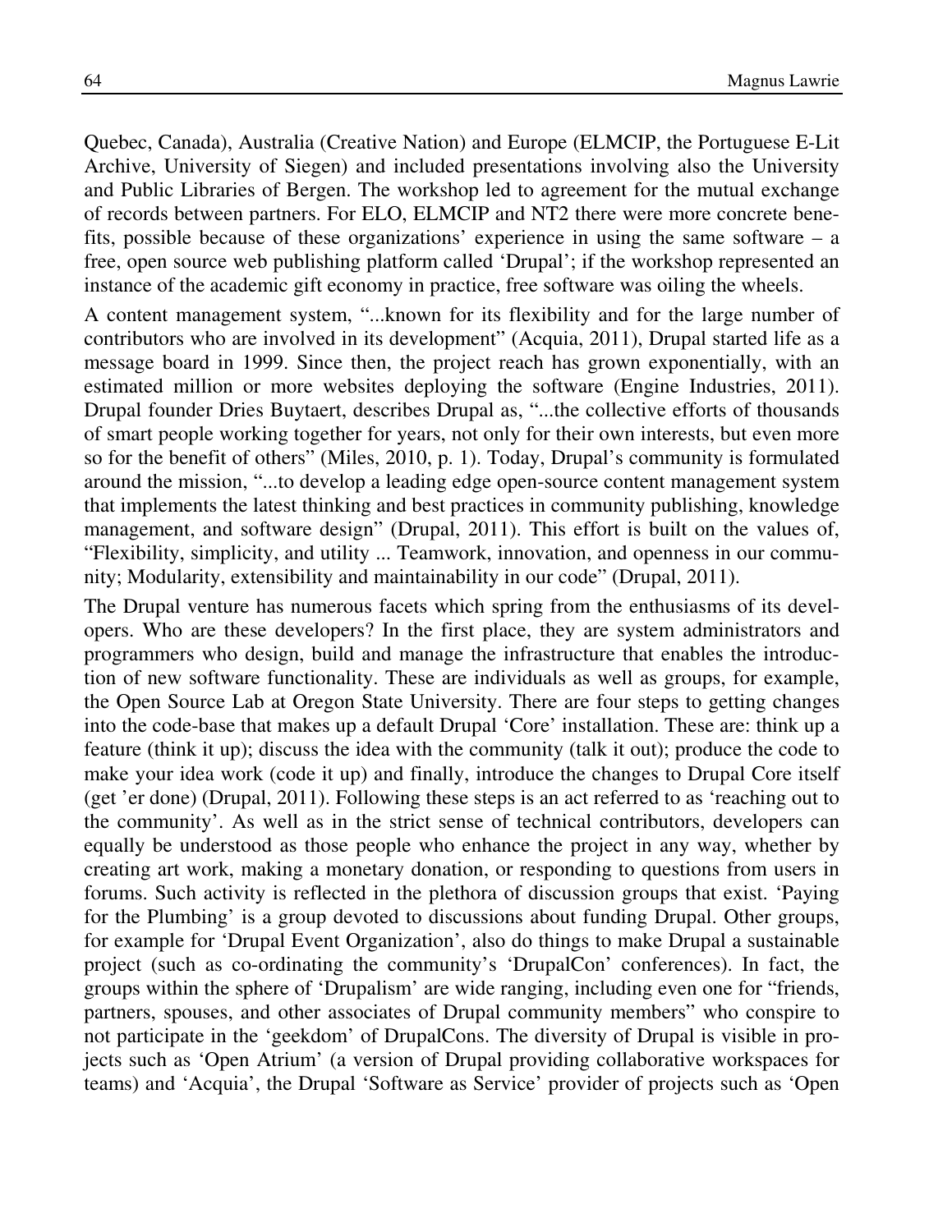Quebec, Canada), Australia (Creative Nation) and Europe (ELMCIP, the Portuguese E-Lit Archive, University of Siegen) and included presentations involving also the University and Public Libraries of Bergen. The workshop led to agreement for the mutual exchange of records between partners. For ELO, ELMCIP and NT2 there were more concrete benefits, possible because of these organizations' experience in using the same software – a free, open source web publishing platform called 'Drupal'; if the workshop represented an instance of the academic gift economy in practice, free software was oiling the wheels.

A content management system, "...known for its flexibility and for the large number of contributors who are involved in its development" (Acquia, 2011), Drupal started life as a message board in 1999. Since then, the project reach has grown exponentially, with an estimated million or more websites deploying the software (Engine Industries, 2011). Drupal founder Dries Buytaert, describes Drupal as, "...the collective efforts of thousands of smart people working together for years, not only for their own interests, but even more so for the benefit of others" (Miles, 2010, p. 1). Today, Drupal's community is formulated around the mission, "...to develop a leading edge open-source content management system that implements the latest thinking and best practices in community publishing, knowledge management, and software design" (Drupal, 2011). This effort is built on the values of, "Flexibility, simplicity, and utility ... Teamwork, innovation, and openness in our community; Modularity, extensibility and maintainability in our code" (Drupal, 2011).

The Drupal venture has numerous facets which spring from the enthusiasms of its developers. Who are these developers? In the first place, they are system administrators and programmers who design, build and manage the infrastructure that enables the introduction of new software functionality. These are individuals as well as groups, for example, the Open Source Lab at Oregon State University. There are four steps to getting changes into the code-base that makes up a default Drupal 'Core' installation. These are: think up a feature (think it up); discuss the idea with the community (talk it out); produce the code to make your idea work (code it up) and finally, introduce the changes to Drupal Core itself (get 'er done) (Drupal, 2011). Following these steps is an act referred to as 'reaching out to the community'. As well as in the strict sense of technical contributors, developers can equally be understood as those people who enhance the project in any way, whether by creating art work, making a monetary donation, or responding to questions from users in forums. Such activity is reflected in the plethora of discussion groups that exist. 'Paying for the Plumbing' is a group devoted to discussions about funding Drupal. Other groups, for example for 'Drupal Event Organization', also do things to make Drupal a sustainable project (such as co-ordinating the community's 'DrupalCon' conferences). In fact, the groups within the sphere of 'Drupalism' are wide ranging, including even one for "friends, partners, spouses, and other associates of Drupal community members" who conspire to not participate in the 'geekdom' of DrupalCons. The diversity of Drupal is visible in projects such as 'Open Atrium' (a version of Drupal providing collaborative workspaces for teams) and 'Acquia', the Drupal 'Software as Service' provider of projects such as 'Open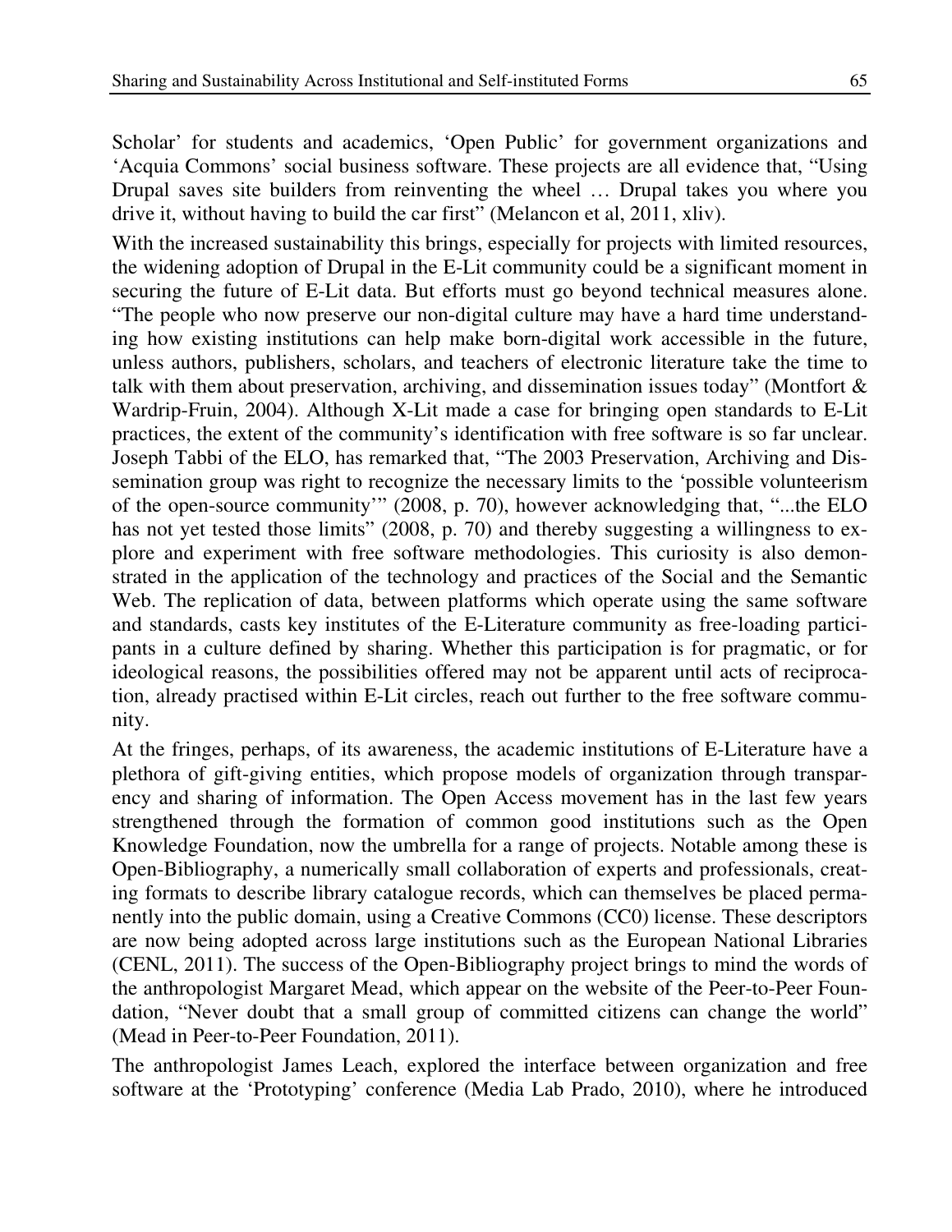Scholar' for students and academics, 'Open Public' for government organizations and 'Acquia Commons' social business software. These projects are all evidence that, "Using Drupal saves site builders from reinventing the wheel … Drupal takes you where you drive it, without having to build the car first" (Melancon et al, 2011, xliv).

With the increased sustainability this brings, especially for projects with limited resources, the widening adoption of Drupal in the E-Lit community could be a significant moment in securing the future of E-Lit data. But efforts must go beyond technical measures alone. "The people who now preserve our non-digital culture may have a hard time understanding how existing institutions can help make born-digital work accessible in the future, unless authors, publishers, scholars, and teachers of electronic literature take the time to talk with them about preservation, archiving, and dissemination issues today" (Montfort & Wardrip-Fruin, 2004). Although X-Lit made a case for bringing open standards to E-Lit practices, the extent of the community's identification with free software is so far unclear. Joseph Tabbi of the ELO, has remarked that, "The 2003 Preservation, Archiving and Dissemination group was right to recognize the necessary limits to the 'possible volunteerism of the open-source community'" (2008, p. 70), however acknowledging that, "...the ELO has not yet tested those limits" (2008, p. 70) and thereby suggesting a willingness to explore and experiment with free software methodologies. This curiosity is also demonstrated in the application of the technology and practices of the Social and the Semantic Web. The replication of data, between platforms which operate using the same software and standards, casts key institutes of the E-Literature community as free-loading participants in a culture defined by sharing. Whether this participation is for pragmatic, or for ideological reasons, the possibilities offered may not be apparent until acts of reciprocation, already practised within E-Lit circles, reach out further to the free software community.

At the fringes, perhaps, of its awareness, the academic institutions of E-Literature have a plethora of gift-giving entities, which propose models of organization through transparency and sharing of information. The Open Access movement has in the last few years strengthened through the formation of common good institutions such as the Open Knowledge Foundation, now the umbrella for a range of projects. Notable among these is Open-Bibliography, a numerically small collaboration of experts and professionals, creating formats to describe library catalogue records, which can themselves be placed permanently into the public domain, using a Creative Commons (CC0) license. These descriptors are now being adopted across large institutions such as the European National Libraries (CENL, 2011). The success of the Open-Bibliography project brings to mind the words of the anthropologist Margaret Mead, which appear on the website of the Peer-to-Peer Foundation, "Never doubt that a small group of committed citizens can change the world" (Mead in Peer-to-Peer Foundation, 2011).

The anthropologist James Leach, explored the interface between organization and free software at the 'Prototyping' conference (Media Lab Prado, 2010), where he introduced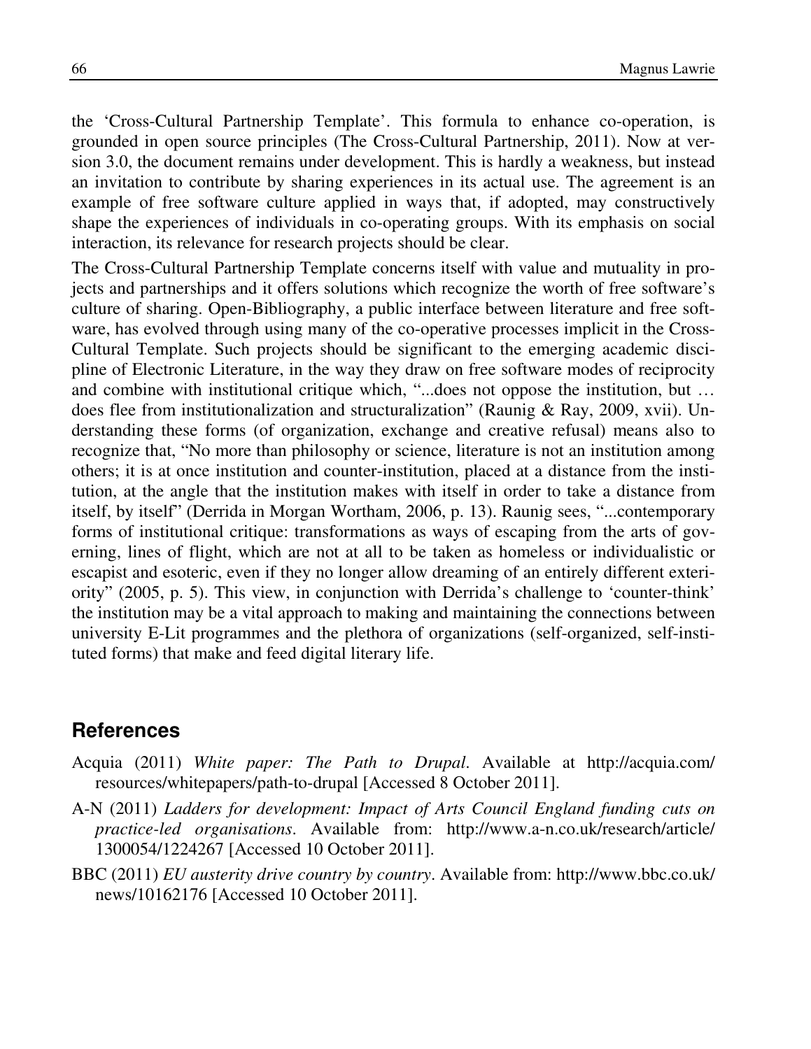the 'Cross-Cultural Partnership Template'. This formula to enhance co-operation, is grounded in open source principles (The Cross-Cultural Partnership, 2011). Now at version 3.0, the document remains under development. This is hardly a weakness, but instead an invitation to contribute by sharing experiences in its actual use. The agreement is an example of free software culture applied in ways that, if adopted, may constructively shape the experiences of individuals in co-operating groups. With its emphasis on social interaction, its relevance for research projects should be clear.

The Cross-Cultural Partnership Template concerns itself with value and mutuality in projects and partnerships and it offers solutions which recognize the worth of free software's culture of sharing. Open-Bibliography, a public interface between literature and free software, has evolved through using many of the co-operative processes implicit in the Cross-Cultural Template. Such projects should be significant to the emerging academic discipline of Electronic Literature, in the way they draw on free software modes of reciprocity and combine with institutional critique which, "...does not oppose the institution, but … does flee from institutionalization and structuralization" (Raunig & Ray, 2009, xvii). Understanding these forms (of organization, exchange and creative refusal) means also to recognize that, "No more than philosophy or science, literature is not an institution among others; it is at once institution and counter-institution, placed at a distance from the institution, at the angle that the institution makes with itself in order to take a distance from itself, by itself" (Derrida in Morgan Wortham, 2006, p. 13). Raunig sees, "...contemporary forms of institutional critique: transformations as ways of escaping from the arts of governing, lines of flight, which are not at all to be taken as homeless or individualistic or escapist and esoteric, even if they no longer allow dreaming of an entirely different exteriority" (2005, p. 5). This view, in conjunction with Derrida's challenge to 'counter-think' the institution may be a vital approach to making and maintaining the connections between university E-Lit programmes and the plethora of organizations (self-organized, self-instituted forms) that make and feed digital literary life.

## References

Acquia (2011) *White paper: The Path to Drupal*. Available at http://acquia.com/resources/whitepapers/path-to-drupal [Accessed 8 October 2011].

A-N (2011) *Ladders for development: Impact of Arts Council England funding cuts on practice-led organisations*. Available from: http://www.a-n.co.uk/research/article/1300054/1224267 [Accessed 10 October 2011].

BBC (2011) *EU austerity drive country by country*. Available from: http://www.bbc.co.uk/news/10162176 [Accessed 10 October 2011].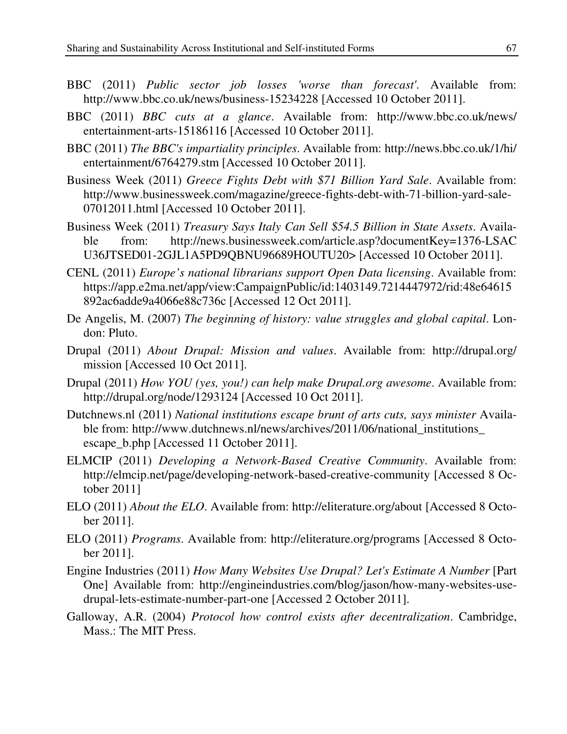BBC (2011) *Public sector job losses 'worse than forecast'*. Available from: http://www.bbc.co.uk/news/business-15234228 [Accessed 10 October 2011].

BBC (2011) *BBC cuts at a glance*. Available from: http://www.bbc.co.uk/news/entertainment-arts-15186116 [Accessed 10 October 2011].

BBC (2011) *The BBC's impartiality principles*. Available from: http://news.bbc.co.uk/1/hi/entertainment/6764279.stm [Accessed 10 October 2011].

Business Week (2011) *Greece Fights Debt with $71 Billion Yard Sale*. Available from: http://www.businessweek.com/magazine/greece-fights-debt-with-71-billion-yard-sale-07012011.html [Accessed 10 October 2011].

Business Week (2011) *Treasury Says Italy Can Sell $54.5 Billion in State Assets*. Available from: http://news.businessweek.com/article.asp?documentKey=1376-LSACU36JTSED01-2GJL1A5PD9QBNU96689HOUTU20> [Accessed 10 October 2011].

CENL (2011) *Europe's national librarians support Open Data licensing*. Available from: https://app.e2ma.net/app/view:CampaignPublic/id:1403149.7214447972/rid:48e64615892ac6adde9a4066e88c736c [Accessed 12 Oct 2011].

De Angelis, M. (2007) *The beginning of history: value struggles and global capital*. London: Pluto.

Drupal (2011) *About Drupal: Mission and values*. Available from: http://drupal.org/mission [Accessed 10 Oct 2011].

Drupal (2011) *How YOU (yes, you!) can help make Drupal.org awesome*. Available from: http://drupal.org/node/1293124 [Accessed 10 Oct 2011].

Dutchnews.nl (2011) *National institutions escape brunt of arts cuts, says minister* Available from: http://www.dutchnews.nl/news/archives/2011/06/national_institutions_escape_b.php [Accessed 11 October 2011].

ELMCIP (2011) *Developing a Network-Based Creative Community*. Available from: http://elmcip.net/page/developing-network-based-creative-community [Accessed 8 October 2011]

ELO (2011) *About the ELO*. Available from: http://eliterature.org/about [Accessed 8 October 2011].

ELO (2011) *Programs*. Available from: http://eliterature.org/programs [Accessed 8 October 2011].

Engine Industries (2011) *How Many Websites Use Drupal? Let's Estimate A Number* [Part One] Available from: http://engineindustries.com/blog/jason/how-many-websites-use-drupal-lets-estimate-number-part-one [Accessed 2 October 2011].

Galloway, A.R. (2004) *Protocol how control exists after decentralization*. Cambridge, Mass.: The MIT Press.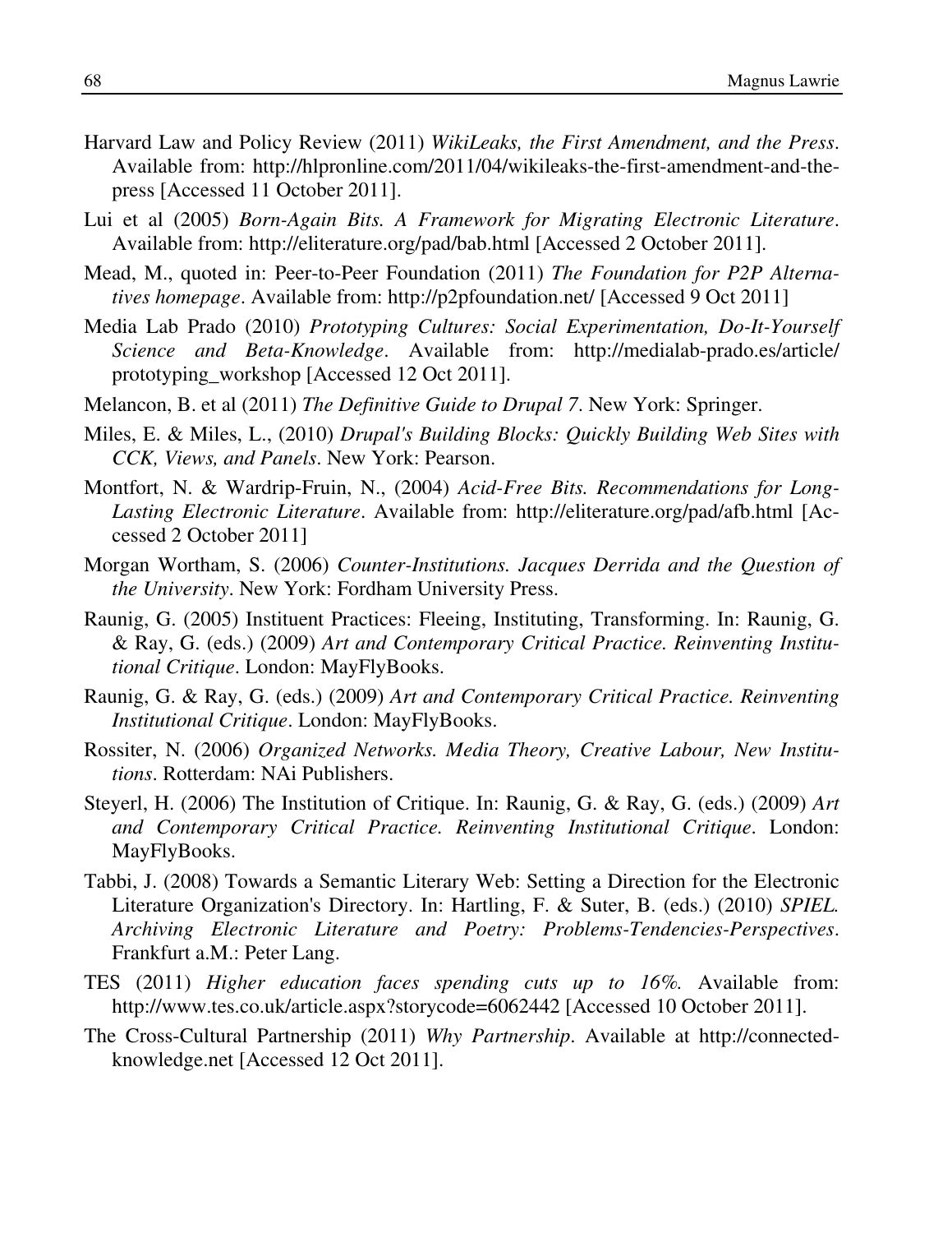Harvard Law and Policy Review (2011) *WikiLeaks, the First Amendment, and the Press*. Available from: http://hlpronline.com/2011/04/wikileaks-the-first-amendment-and-the-press [Accessed 11 October 2011].

Lui et al (2005) *Born-Again Bits. A Framework for Migrating Electronic Literature*. Available from: http://eliterature.org/pad/bab.html [Accessed 2 October 2011].

Mead, M., quoted in: Peer-to-Peer Foundation (2011) *The Foundation for P2P Alternatives homepage*. Available from: http://p2pfoundation.net/ [Accessed 9 Oct 2011]

Media Lab Prado (2010) *Prototyping Cultures: Social Experimentation, Do-It-Yourself Science and Beta-Knowledge*. Available from: http://medialab-prado.es/article/prototyping_workshop [Accessed 12 Oct 2011].

Melancon, B. et al (2011) *The Definitive Guide to Drupal 7*. New York: Springer.

Miles, E. & Miles, L., (2010) *Drupal's Building Blocks: Quickly Building Web Sites with CCK, Views, and Panels*. New York: Pearson.

Montfort, N. & Wardrip-Fruin, N., (2004) *Acid-Free Bits. Recommendations for Long-Lasting Electronic Literature*. Available from: http://eliterature.org/pad/afb.html [Accessed 2 October 2011]

Morgan Wortham, S. (2006) *Counter-Institutions. Jacques Derrida and the Question of the University*. New York: Fordham University Press.

Raunig, G. (2005) Instituent Practices: Fleeing, Instituting, Transforming. In: Raunig, G. & Ray, G. (eds.) (2009) *Art and Contemporary Critical Practice. Reinventing Institutional Critique*. London: MayFlyBooks.

Raunig, G. & Ray, G. (eds.) (2009) *Art and Contemporary Critical Practice. Reinventing Institutional Critique*. London: MayFlyBooks.

Rossiter, N. (2006) *Organized Networks. Media Theory, Creative Labour, New Institutions*. Rotterdam: NAi Publishers.

Steyerl, H. (2006) The Institution of Critique. In: Raunig, G. & Ray, G. (eds.) (2009) *Art and Contemporary Critical Practice. Reinventing Institutional Critique*. London: MayFlyBooks.

Tabbi, J. (2008) Towards a Semantic Literary Web: Setting a Direction for the Electronic Literature Organization's Directory. In: Hartling, F. & Suter, B. (eds.) (2010) *SPIEL. Archiving Electronic Literature and Poetry: Problems-Tendencies-Perspectives*. Frankfurt a.M.: Peter Lang.

TES (2011) *Higher education faces spending cuts up to 16%.* Available from: http://www.tes.co.uk/article.aspx?storycode=6062442 [Accessed 10 October 2011].

The Cross-Cultural Partnership (2011) *Why Partnership*. Available at http://connected-knowledge.net [Accessed 12 Oct 2011].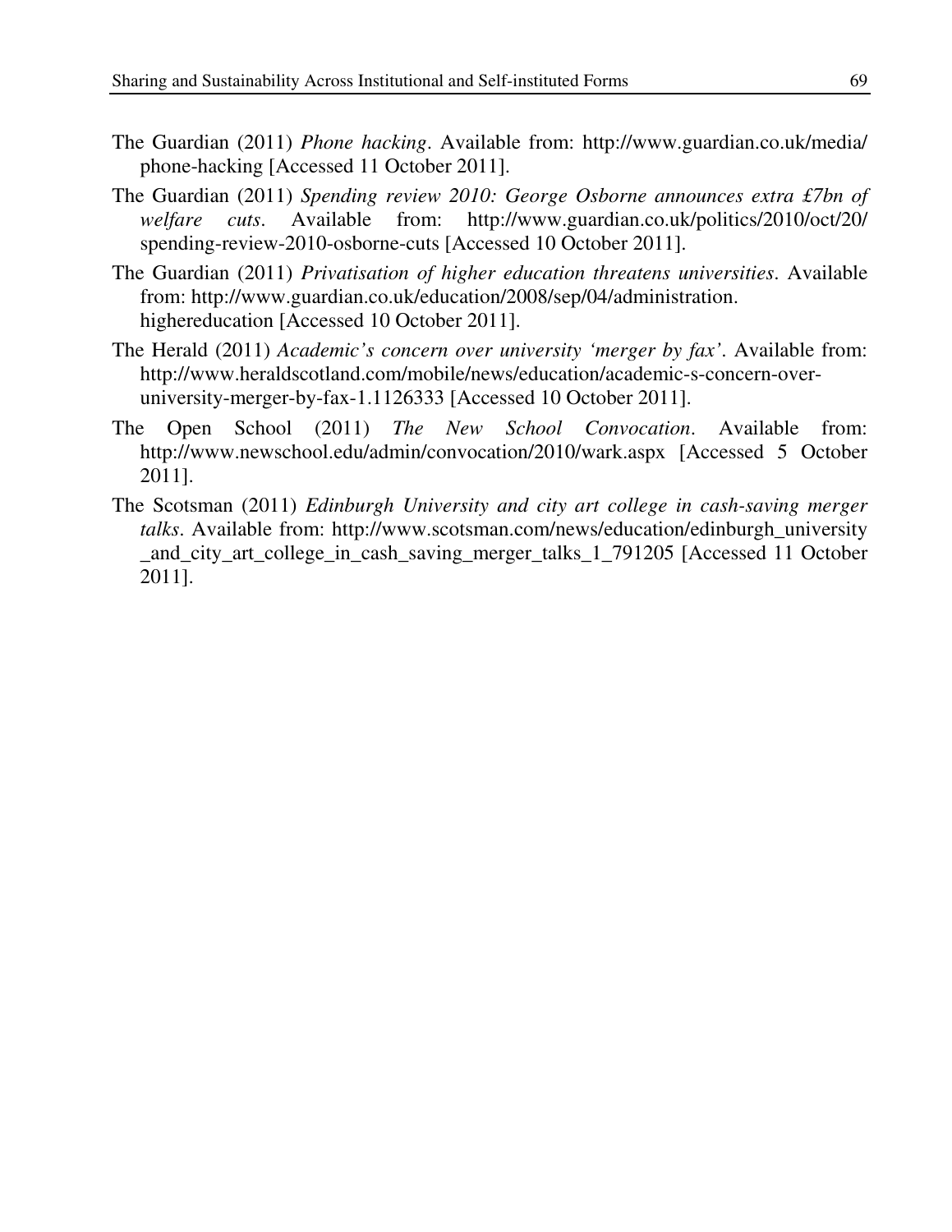The Guardian (2011) *Phone hacking*. Available from: http://www.guardian.co.uk/media/phone-hacking [Accessed 11 October 2011].

The Guardian (2011) *Spending review 2010: George Osborne announces extra £7bn of welfare cuts*. Available from: http://www.guardian.co.uk/politics/2010/oct/20/spending-review-2010-osborne-cuts [Accessed 10 October 2011].

The Guardian (2011) *Privatisation of higher education threatens universities*. Available from: http://www.guardian.co.uk/education/2008/sep/04/administration.highereducation [Accessed 10 October 2011].

The Herald (2011) *Academic's concern over university 'merger by fax'*. Available from: http://www.heraldscotland.com/mobile/news/education/academic-s-concern-over-university-merger-by-fax-1.1126333 [Accessed 10 October 2011].

The Open School (2011) *The New School Convocation*. Available from: http://www.newschool.edu/admin/convocation/2010/wark.aspx [Accessed 5 October 2011].

The Scotsman (2011) *Edinburgh University and city art college in cash-saving merger talks*. Available from: http://www.scotsman.com/news/education/edinburgh_university_and_city_art_college_in_cash_saving_merger_talks_1_791205 [Accessed 11 October 2011].